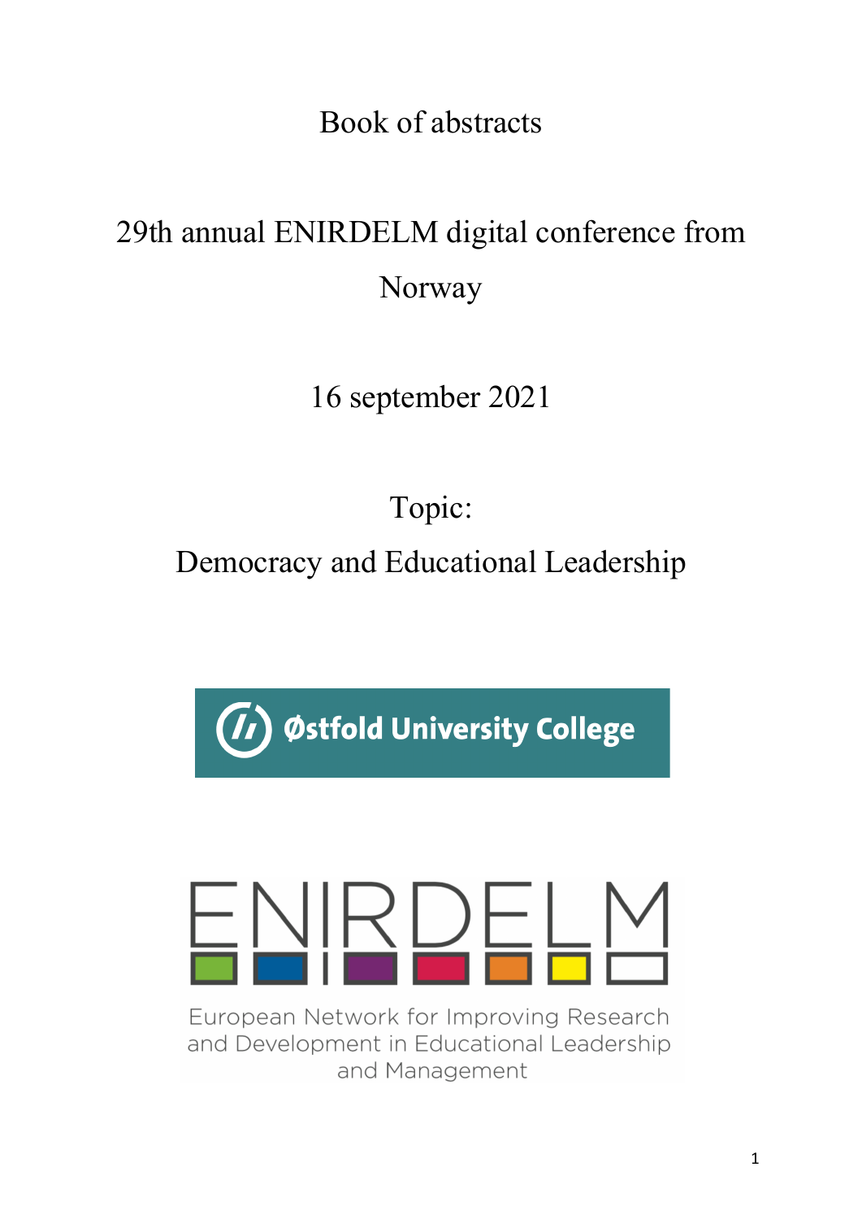# Book of abstracts

## 29th annual ENIRDELM digital conference from Norway

16 september 2021

Topic:

Democracy and Educational Leadership

Østfold University College

ENIRDELM

European Network for Improving Research and Development in Educational Leadership and Management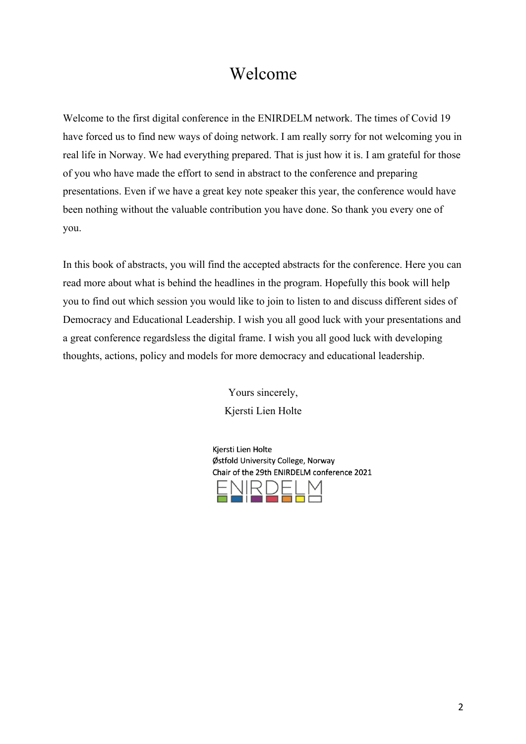# Welcome

Welcome to the first digital conference in the ENIRDELM network. The times of Covid 19 have forced us to find new ways of doing network. I am really sorry for not welcoming you in real life in Norway. We had everything prepared. That is just how it is. I am grateful for those of you who have made the effort to send in abstract to the conference and preparing presentations. Even if we have a great key note speaker this year, the conference would have been nothing without the valuable contribution you have done. So thank you every one of you.

In this book of abstracts, you will find the accepted abstracts for the conference. Here you can read more about what is behind the headlines in the program. Hopefully this book will help you to find out which session you would like to join to listen to and discuss different sides of Democracy and Educational Leadership. I wish you all good luck with your presentations and a great conference regardsless the digital frame. I wish you all good luck with developing thoughts, actions, policy and models for more democracy and educational leadership.

Yours sincerely,
Kjersti Lien Holte

Kjersti Lien Holte
Østfold University College, Norway
Chair of the 29th ENIRDELM conference 2021
ENIRDELM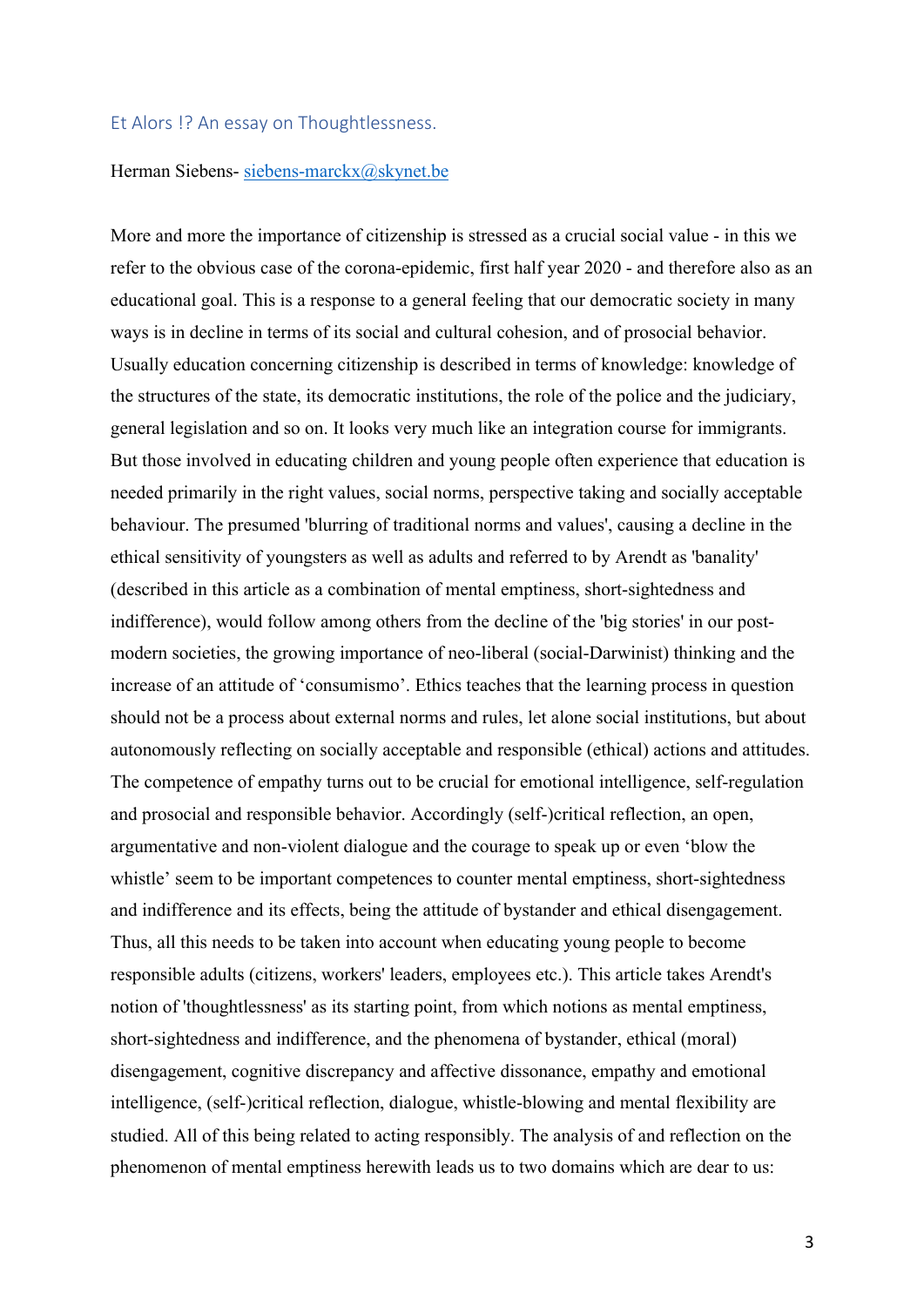## Et Alors !? An essay on Thoughtlessness.

Herman Siebens- siebens-marckx@skynet.be

More and more the importance of citizenship is stressed as a crucial social value - in this we refer to the obvious case of the corona-epidemic, first half year 2020 - and therefore also as an educational goal. This is a response to a general feeling that our democratic society in many ways is in decline in terms of its social and cultural cohesion, and of prosocial behavior. Usually education concerning citizenship is described in terms of knowledge: knowledge of the structures of the state, its democratic institutions, the role of the police and the judiciary, general legislation and so on. It looks very much like an integration course for immigrants. But those involved in educating children and young people often experience that education is needed primarily in the right values, social norms, perspective taking and socially acceptable behaviour. The presumed 'blurring of traditional norms and values', causing a decline in the ethical sensitivity of youngsters as well as adults and referred to by Arendt as 'banality' (described in this article as a combination of mental emptiness, short-sightedness and indifference), would follow among others from the decline of the 'big stories' in our post-modern societies, the growing importance of neo-liberal (social-Darwinist) thinking and the increase of an attitude of ‘consumismo’. Ethics teaches that the learning process in question should not be a process about external norms and rules, let alone social institutions, but about autonomously reflecting on socially acceptable and responsible (ethical) actions and attitudes. The competence of empathy turns out to be crucial for emotional intelligence, self-regulation and prosocial and responsible behavior. Accordingly (self-)critical reflection, an open, argumentative and non-violent dialogue and the courage to speak up or even ‘blow the whistle’ seem to be important competences to counter mental emptiness, short-sightedness and indifference and its effects, being the attitude of bystander and ethical disengagement. Thus, all this needs to be taken into account when educating young people to become responsible adults (citizens, workers' leaders, employees etc.). This article takes Arendt's notion of 'thoughtlessness' as its starting point, from which notions as mental emptiness, short-sightedness and indifference, and the phenomena of bystander, ethical (moral) disengagement, cognitive discrepancy and affective dissonance, empathy and emotional intelligence, (self-)critical reflection, dialogue, whistle-blowing and mental flexibility are studied. All of this being related to acting responsibly. The analysis of and reflection on the phenomenon of mental emptiness herewith leads us to two domains which are dear to us: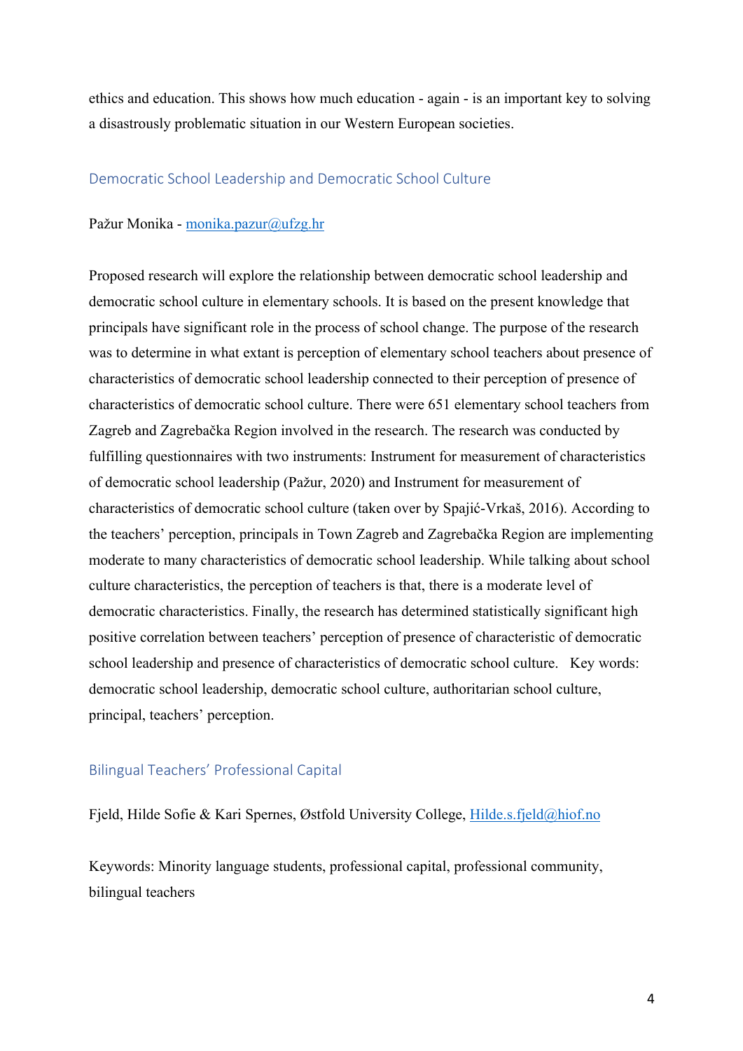ethics and education. This shows how much education - again - is an important key to solving a disastrously problematic situation in our Western European societies.

## Democratic School Leadership and Democratic School Culture

Pažur Monika - monika.pazur@ufzg.hr

Proposed research will explore the relationship between democratic school leadership and democratic school culture in elementary schools. It is based on the present knowledge that principals have significant role in the process of school change. The purpose of the research was to determine in what extant is perception of elementary school teachers about presence of characteristics of democratic school leadership connected to their perception of presence of characteristics of democratic school culture. There were 651 elementary school teachers from Zagreb and Zagrebačka Region involved in the research. The research was conducted by fulfilling questionnaires with two instruments: Instrument for measurement of characteristics of democratic school leadership (Pažur, 2020) and Instrument for measurement of characteristics of democratic school culture (taken over by Spajić-Vrkaš, 2016). According to the teachers' perception, principals in Town Zagreb and Zagrebačka Region are implementing moderate to many characteristics of democratic school leadership. While talking about school culture characteristics, the perception of teachers is that, there is a moderate level of democratic characteristics. Finally, the research has determined statistically significant high positive correlation between teachers' perception of presence of characteristic of democratic school leadership and presence of characteristics of democratic school culture.   Key words: democratic school leadership, democratic school culture, authoritarian school culture, principal, teachers' perception.

## Bilingual Teachers' Professional Capital

Fjeld, Hilde Sofie & Kari Spernes, Østfold University College, Hilde.s.fjeld@hiof.no

Keywords: Minority language students, professional capital, professional community, bilingual teachers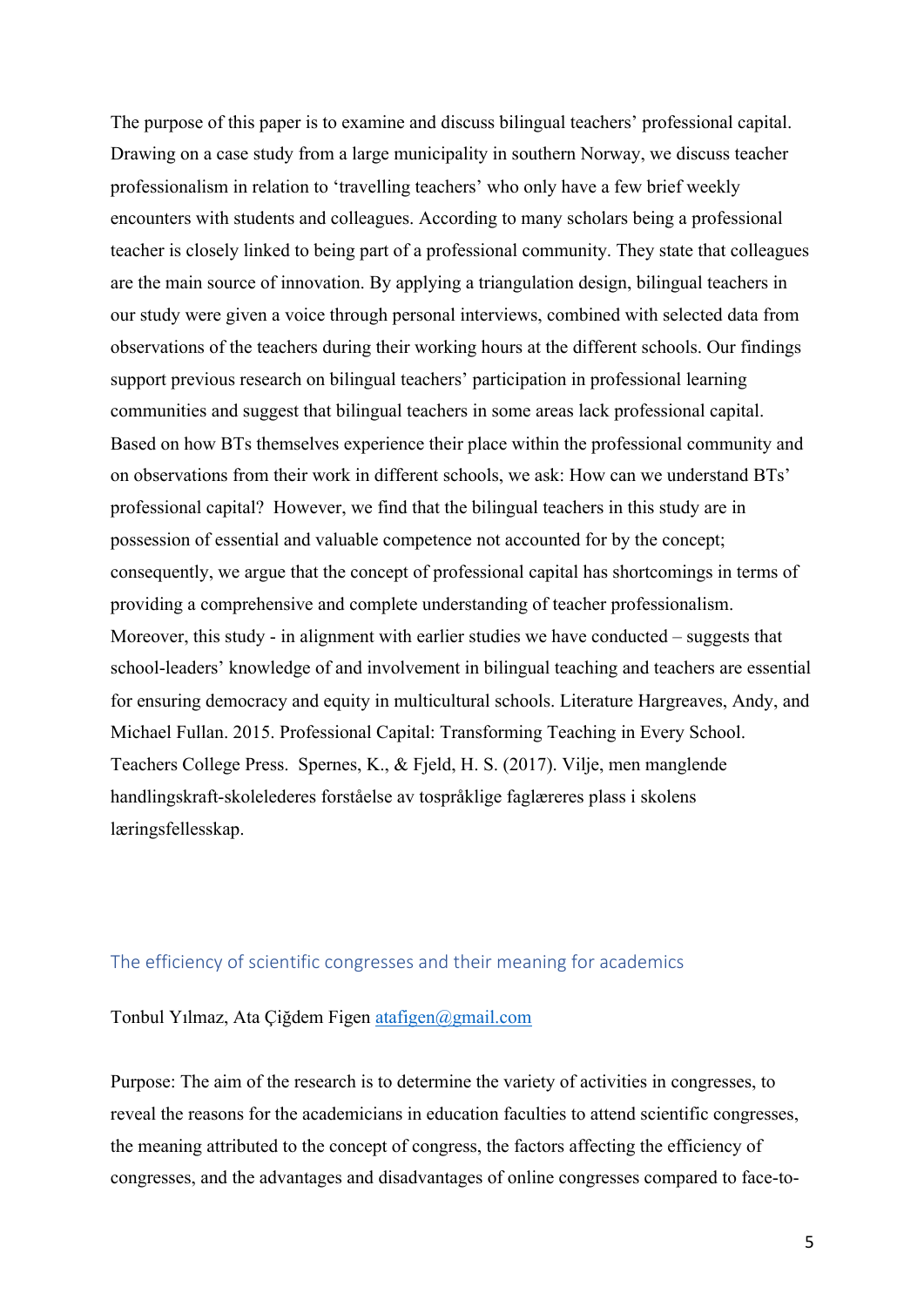The purpose of this paper is to examine and discuss bilingual teachers' professional capital. Drawing on a case study from a large municipality in southern Norway, we discuss teacher professionalism in relation to 'travelling teachers' who only have a few brief weekly encounters with students and colleagues. According to many scholars being a professional teacher is closely linked to being part of a professional community. They state that colleagues are the main source of innovation. By applying a triangulation design, bilingual teachers in our study were given a voice through personal interviews, combined with selected data from observations of the teachers during their working hours at the different schools. Our findings support previous research on bilingual teachers' participation in professional learning communities and suggest that bilingual teachers in some areas lack professional capital. Based on how BTs themselves experience their place within the professional community and on observations from their work in different schools, we ask: How can we understand BTs' professional capital? However, we find that the bilingual teachers in this study are in possession of essential and valuable competence not accounted for by the concept; consequently, we argue that the concept of professional capital has shortcomings in terms of providing a comprehensive and complete understanding of teacher professionalism. Moreover, this study - in alignment with earlier studies we have conducted – suggests that school-leaders' knowledge of and involvement in bilingual teaching and teachers are essential for ensuring democracy and equity in multicultural schools. Literature Hargreaves, Andy, and Michael Fullan. 2015. Professional Capital: Transforming Teaching in Every School. Teachers College Press. Spernes, K., & Fjeld, H. S. (2017). Vilje, men manglende handlingskraft-skolelederes forståelse av tospråklige faglæreres plass i skolens læringsfellesskap.

## The efficiency of scientific congresses and their meaning for academics

Tonbul Yılmaz, Ata Çiğdem Figen atafigen@gmail.com

Purpose: The aim of the research is to determine the variety of activities in congresses, to reveal the reasons for the academicians in education faculties to attend scientific congresses, the meaning attributed to the concept of congress, the factors affecting the efficiency of congresses, and the advantages and disadvantages of online congresses compared to face-to-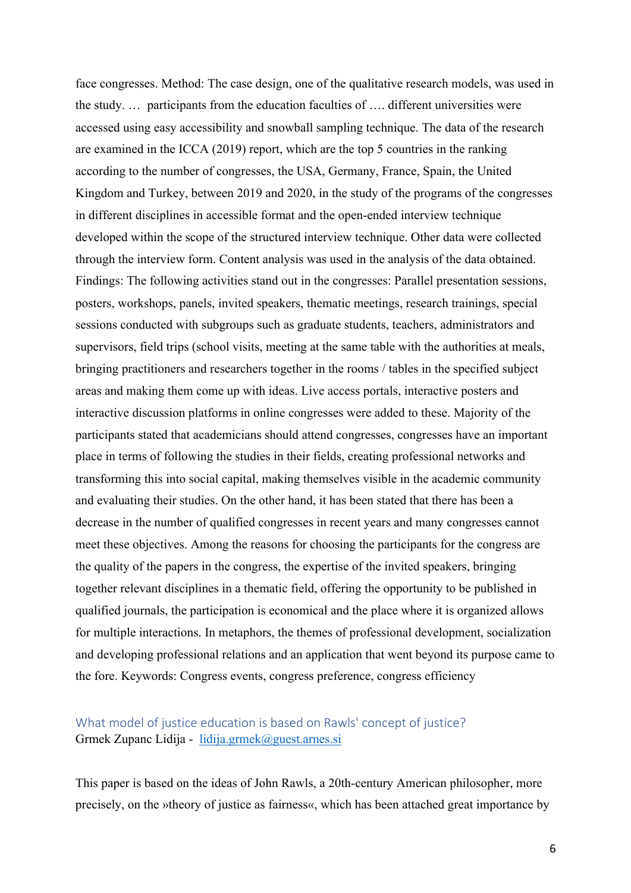face congresses. Method: The case design, one of the qualitative research models, was used in the study. … participants from the education faculties of …. different universities were accessed using easy accessibility and snowball sampling technique. The data of the research are examined in the ICCA (2019) report, which are the top 5 countries in the ranking according to the number of congresses, the USA, Germany, France, Spain, the United Kingdom and Turkey, between 2019 and 2020, in the study of the programs of the congresses in different disciplines in accessible format and the open-ended interview technique developed within the scope of the structured interview technique. Other data were collected through the interview form. Content analysis was used in the analysis of the data obtained. Findings: The following activities stand out in the congresses: Parallel presentation sessions, posters, workshops, panels, invited speakers, thematic meetings, research trainings, special sessions conducted with subgroups such as graduate students, teachers, administrators and supervisors, field trips (school visits, meeting at the same table with the authorities at meals, bringing practitioners and researchers together in the rooms / tables in the specified subject areas and making them come up with ideas. Live access portals, interactive posters and interactive discussion platforms in online congresses were added to these. Majority of the participants stated that academicians should attend congresses, congresses have an important place in terms of following the studies in their fields, creating professional networks and transforming this into social capital, making themselves visible in the academic community and evaluating their studies. On the other hand, it has been stated that there has been a decrease in the number of qualified congresses in recent years and many congresses cannot meet these objectives. Among the reasons for choosing the participants for the congress are the quality of the papers in the congress, the expertise of the invited speakers, bringing together relevant disciplines in a thematic field, offering the opportunity to be published in qualified journals, the participation is economical and the place where it is organized allows for multiple interactions. In metaphors, the themes of professional development, socialization and developing professional relations and an application that went beyond its purpose came to the fore. Keywords: Congress events, congress preference, congress efficiency

## What model of justice education is based on Rawls' concept of justice?

Grmek Zupanc Lidija - lidija.grmek@guest.arnes.si

This paper is based on the ideas of John Rawls, a 20th-century American philosopher, more precisely, on the »theory of justice as fairness«, which has been attached great importance by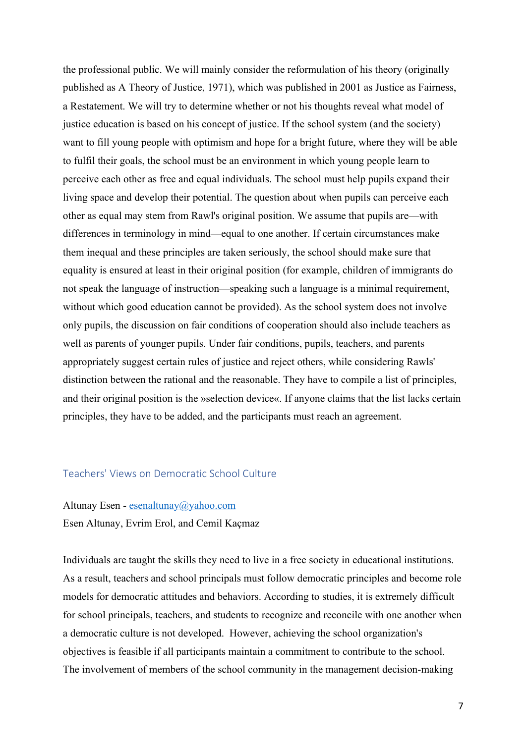the professional public. We will mainly consider the reformulation of his theory (originally published as A Theory of Justice, 1971), which was published in 2001 as Justice as Fairness, a Restatement. We will try to determine whether or not his thoughts reveal what model of justice education is based on his concept of justice. If the school system (and the society) want to fill young people with optimism and hope for a bright future, where they will be able to fulfil their goals, the school must be an environment in which young people learn to perceive each other as free and equal individuals. The school must help pupils expand their living space and develop their potential. The question about when pupils can perceive each other as equal may stem from Rawl's original position. We assume that pupils are—with differences in terminology in mind—equal to one another. If certain circumstances make them inequal and these principles are taken seriously, the school should make sure that equality is ensured at least in their original position (for example, children of immigrants do not speak the language of instruction—speaking such a language is a minimal requirement, without which good education cannot be provided). As the school system does not involve only pupils, the discussion on fair conditions of cooperation should also include teachers as well as parents of younger pupils. Under fair conditions, pupils, teachers, and parents appropriately suggest certain rules of justice and reject others, while considering Rawls' distinction between the rational and the reasonable. They have to compile a list of principles, and their original position is the »selection device«. If anyone claims that the list lacks certain principles, they have to be added, and the participants must reach an agreement.

## Teachers' Views on Democratic School Culture

Altunay Esen - esenaltunay@yahoo.com
Esen Altunay, Evrim Erol, and Cemil Kaçmaz

Individuals are taught the skills they need to live in a free society in educational institutions. As a result, teachers and school principals must follow democratic principles and become role models for democratic attitudes and behaviors. According to studies, it is extremely difficult for school principals, teachers, and students to recognize and reconcile with one another when a democratic culture is not developed. However, achieving the school organization's objectives is feasible if all participants maintain a commitment to contribute to the school. The involvement of members of the school community in the management decision-making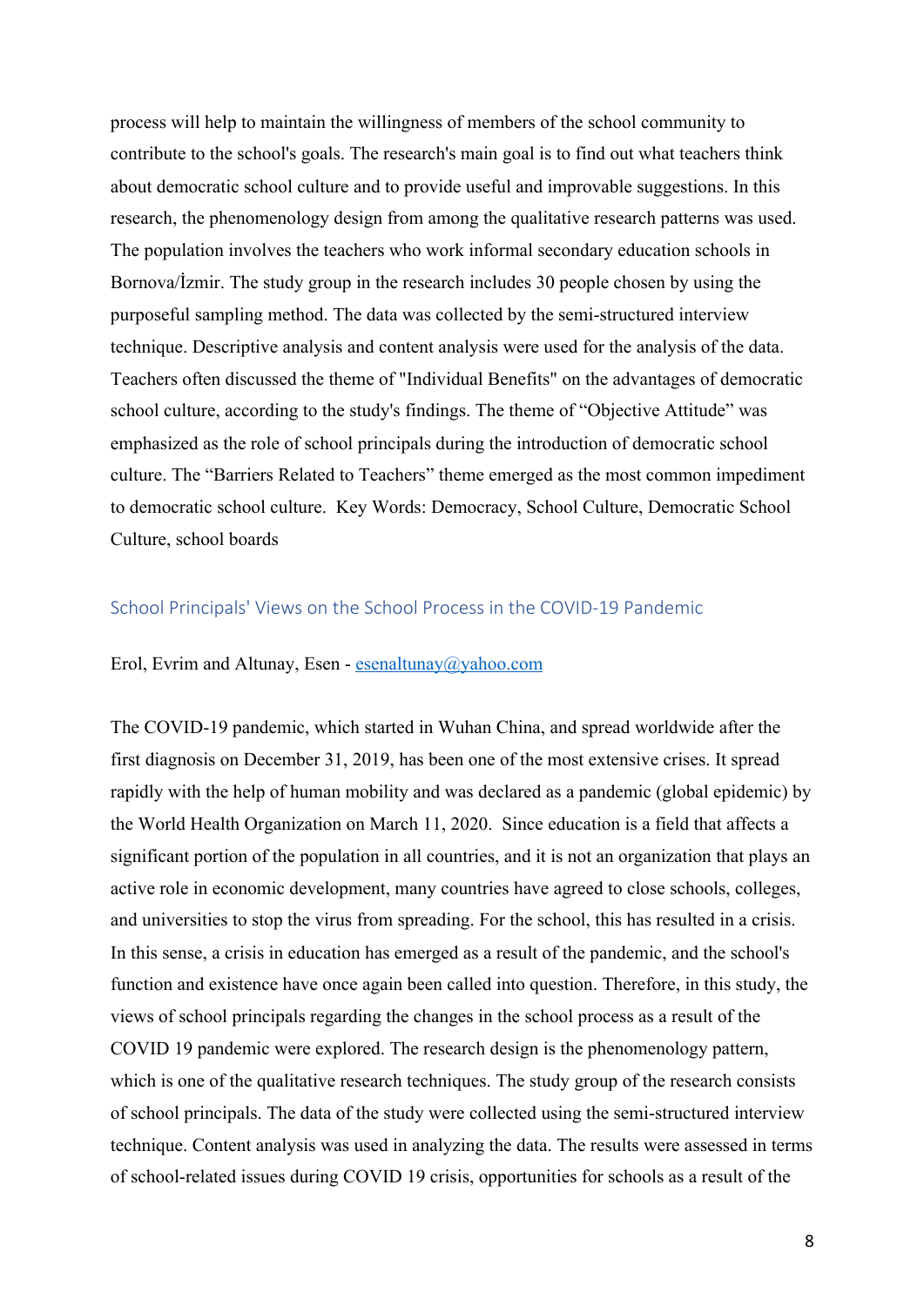process will help to maintain the willingness of members of the school community to contribute to the school's goals. The research's main goal is to find out what teachers think about democratic school culture and to provide useful and improvable suggestions. In this research, the phenomenology design from among the qualitative research patterns was used. The population involves the teachers who work informal secondary education schools in Bornova/İzmir. The study group in the research includes 30 people chosen by using the purposeful sampling method. The data was collected by the semi-structured interview technique. Descriptive analysis and content analysis were used for the analysis of the data. Teachers often discussed the theme of "Individual Benefits" on the advantages of democratic school culture, according to the study's findings. The theme of "Objective Attitude" was emphasized as the role of school principals during the introduction of democratic school culture. The "Barriers Related to Teachers" theme emerged as the most common impediment to democratic school culture. Key Words: Democracy, School Culture, Democratic School Culture, school boards

## School Principals' Views on the School Process in the COVID-19 Pandemic

Erol, Evrim and Altunay, Esen - esenaltunay@yahoo.com

The COVID-19 pandemic, which started in Wuhan China, and spread worldwide after the first diagnosis on December 31, 2019, has been one of the most extensive crises. It spread rapidly with the help of human mobility and was declared as a pandemic (global epidemic) by the World Health Organization on March 11, 2020. Since education is a field that affects a significant portion of the population in all countries, and it is not an organization that plays an active role in economic development, many countries have agreed to close schools, colleges, and universities to stop the virus from spreading. For the school, this has resulted in a crisis. In this sense, a crisis in education has emerged as a result of the pandemic, and the school's function and existence have once again been called into question. Therefore, in this study, the views of school principals regarding the changes in the school process as a result of the COVID 19 pandemic were explored. The research design is the phenomenology pattern, which is one of the qualitative research techniques. The study group of the research consists of school principals. The data of the study were collected using the semi-structured interview technique. Content analysis was used in analyzing the data. The results were assessed in terms of school-related issues during COVID 19 crisis, opportunities for schools as a result of the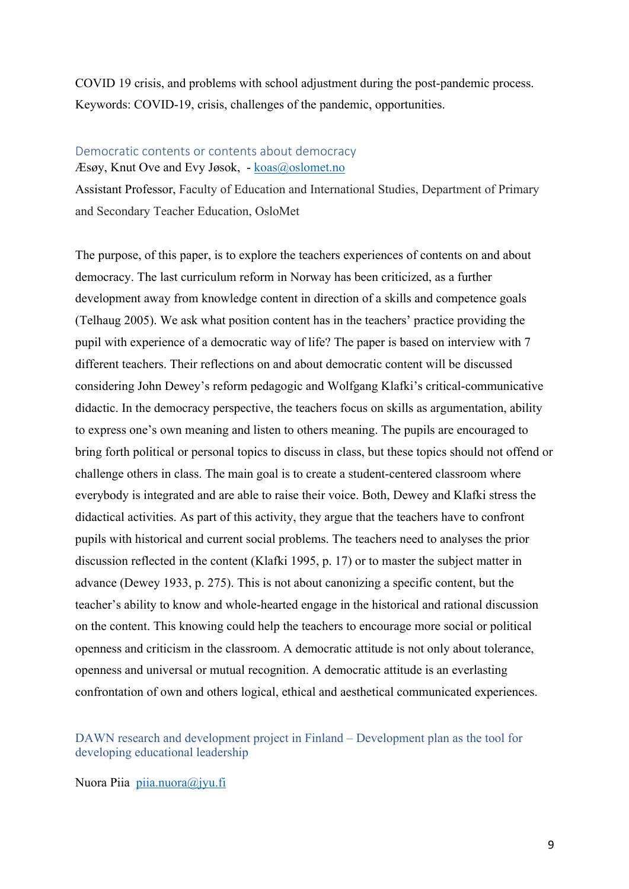COVID 19 crisis, and problems with school adjustment during the post-pandemic process.
Keywords: COVID-19, crisis, challenges of the pandemic, opportunities.

### Democratic contents or contents about democracy

Æsøy, Knut Ove and Evy Jøsok, - koas@oslomet.no

Assistant Professor, Faculty of Education and International Studies, Department of Primary and Secondary Teacher Education, OsloMet

The purpose, of this paper, is to explore the teachers experiences of contents on and about democracy. The last curriculum reform in Norway has been criticized, as a further development away from knowledge content in direction of a skills and competence goals (Telhaug 2005). We ask what position content has in the teachers' practice providing the pupil with experience of a democratic way of life? The paper is based on interview with 7 different teachers. Their reflections on and about democratic content will be discussed considering John Dewey's reform pedagogic and Wolfgang Klafki's critical-communicative didactic. In the democracy perspective, the teachers focus on skills as argumentation, ability to express one's own meaning and listen to others meaning. The pupils are encouraged to bring forth political or personal topics to discuss in class, but these topics should not offend or challenge others in class. The main goal is to create a student-centered classroom where everybody is integrated and are able to raise their voice. Both, Dewey and Klafki stress the didactical activities. As part of this activity, they argue that the teachers have to confront pupils with historical and current social problems. The teachers need to analyses the prior discussion reflected in the content (Klafki 1995, p. 17) or to master the subject matter in advance (Dewey 1933, p. 275). This is not about canonizing a specific content, but the teacher's ability to know and whole-hearted engage in the historical and rational discussion on the content. This knowing could help the teachers to encourage more social or political openness and criticism in the classroom. A democratic attitude is not only about tolerance, openness and universal or mutual recognition. A democratic attitude is an everlasting confrontation of own and others logical, ethical and aesthetical communicated experiences.

### DAWN research and development project in Finland – Development plan as the tool for developing educational leadership

Nuora Piia piia.nuora@jyu.fi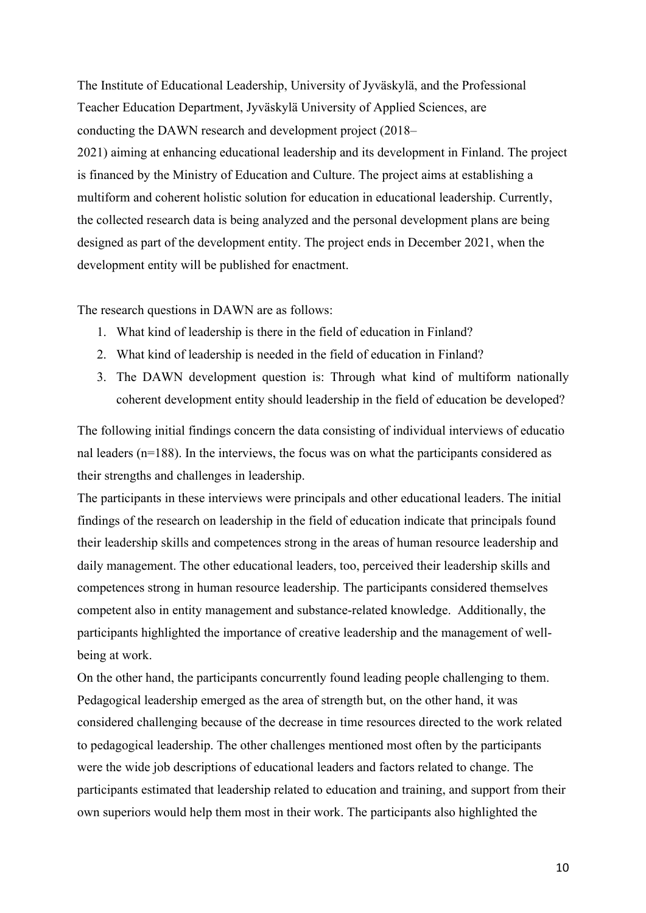The Institute of Educational Leadership, University of Jyväskylä, and the Professional Teacher Education Department, Jyväskylä University of Applied Sciences, are conducting the DAWN research and development project (2018–2021) aiming at enhancing educational leadership and its development in Finland. The project is financed by the Ministry of Education and Culture. The project aims at establishing a multiform and coherent holistic solution for education in educational leadership. Currently, the collected research data is being analyzed and the personal development plans are being designed as part of the development entity. The project ends in December 2021, when the development entity will be published for enactment.

The research questions in DAWN are as follows:

1. What kind of leadership is there in the field of education in Finland?
2. What kind of leadership is needed in the field of education in Finland?
3. The DAWN development question is: Through what kind of multiform nationally coherent development entity should leadership in the field of education be developed?

The following initial findings concern the data consisting of individual interviews of educational leaders (n=188). In the interviews, the focus was on what the participants considered as their strengths and challenges in leadership.

The participants in these interviews were principals and other educational leaders. The initial findings of the research on leadership in the field of education indicate that principals found their leadership skills and competences strong in the areas of human resource leadership and daily management. The other educational leaders, too, perceived their leadership skills and competences strong in human resource leadership. The participants considered themselves competent also in entity management and substance-related knowledge. Additionally, the participants highlighted the importance of creative leadership and the management of well-being at work.

On the other hand, the participants concurrently found leading people challenging to them. Pedagogical leadership emerged as the area of strength but, on the other hand, it was considered challenging because of the decrease in time resources directed to the work related to pedagogical leadership. The other challenges mentioned most often by the participants were the wide job descriptions of educational leaders and factors related to change. The participants estimated that leadership related to education and training, and support from their own superiors would help them most in their work. The participants also highlighted the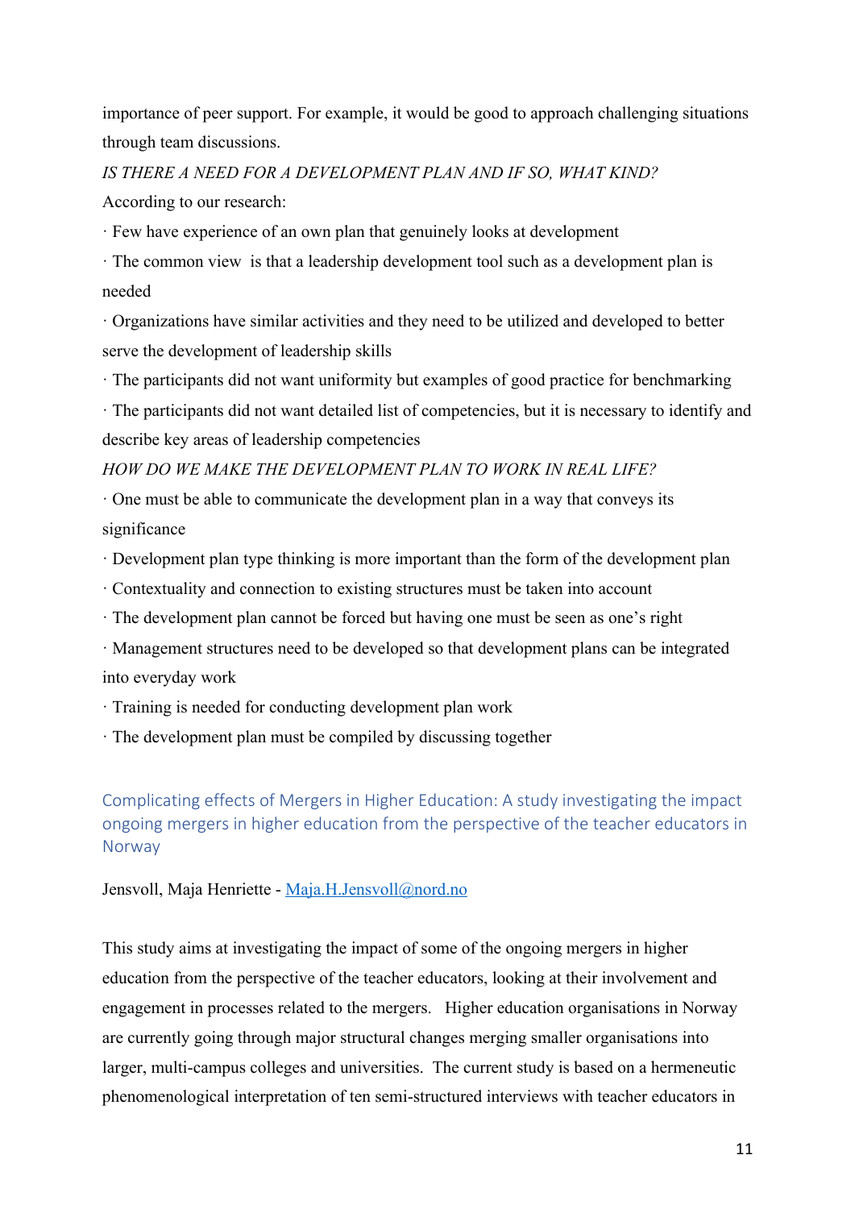importance of peer support. For example, it would be good to approach challenging situations through team discussions.

*IS THERE A NEED FOR A DEVELOPMENT PLAN AND IF SO, WHAT KIND?*

According to our research:

· Few have experience of an own plan that genuinely looks at development

· The common view  is that a leadership development tool such as a development plan is needed

· Organizations have similar activities and they need to be utilized and developed to better serve the development of leadership skills

· The participants did not want uniformity but examples of good practice for benchmarking

· The participants did not want detailed list of competencies, but it is necessary to identify and describe key areas of leadership competencies

*HOW DO WE MAKE THE DEVELOPMENT PLAN TO WORK IN REAL LIFE?*

· One must be able to communicate the development plan in a way that conveys its significance

· Development plan type thinking is more important than the form of the development plan

· Contextuality and connection to existing structures must be taken into account

· The development plan cannot be forced but having one must be seen as one's right

· Management structures need to be developed so that development plans can be integrated into everyday work

· Training is needed for conducting development plan work

· The development plan must be compiled by discussing together

## Complicating effects of Mergers in Higher Education: A study investigating the impact ongoing mergers in higher education from the perspective of the teacher educators in Norway

Jensvoll, Maja Henriette - Maja.H.Jensvoll@nord.no

This study aims at investigating the impact of some of the ongoing mergers in higher education from the perspective of the teacher educators, looking at their involvement and engagement in processes related to the mergers.   Higher education organisations in Norway are currently going through major structural changes merging smaller organisations into larger, multi-campus colleges and universities.  The current study is based on a hermeneutic phenomenological interpretation of ten semi-structured interviews with teacher educators in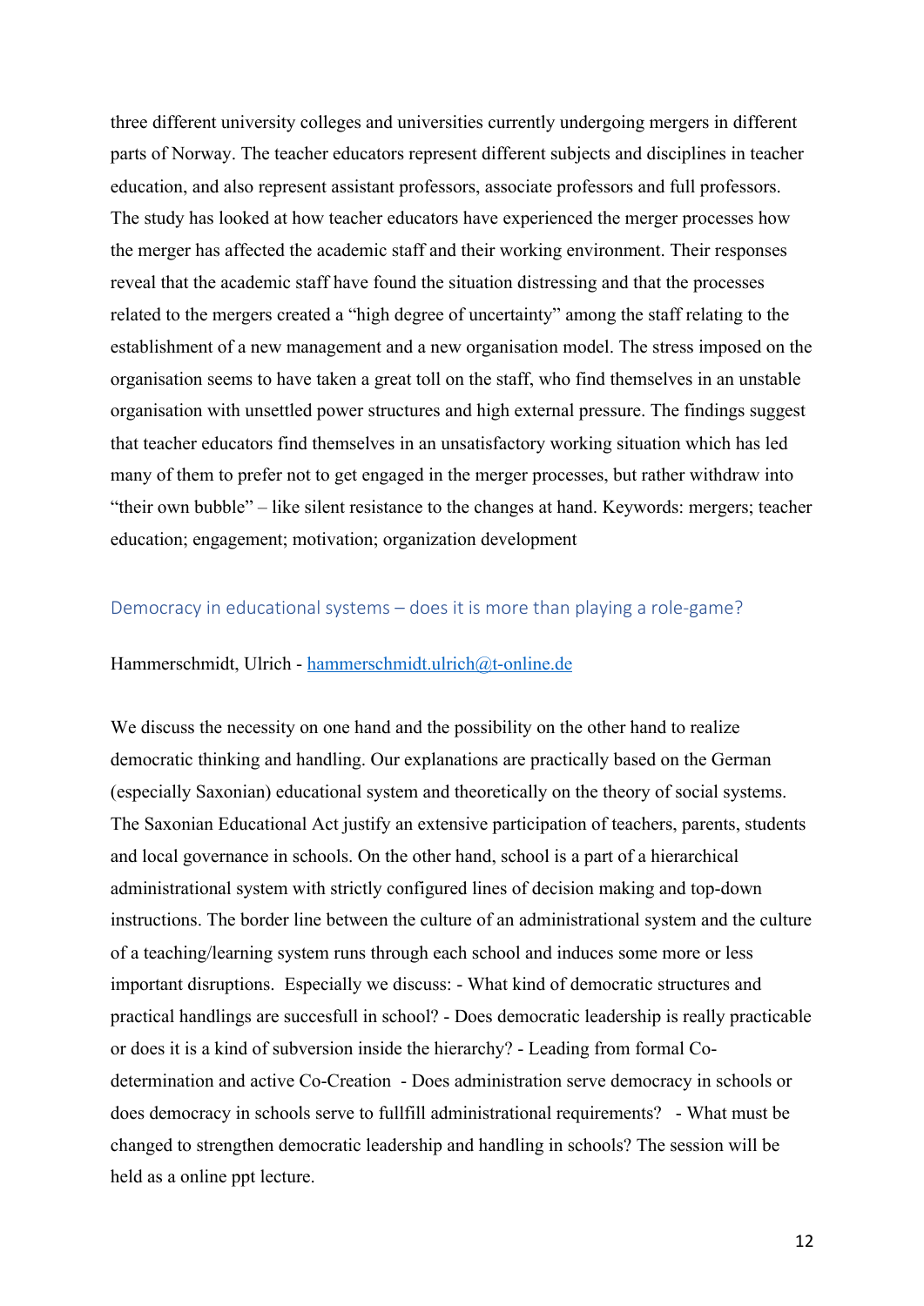three different university colleges and universities currently undergoing mergers in different parts of Norway. The teacher educators represent different subjects and disciplines in teacher education, and also represent assistant professors, associate professors and full professors. The study has looked at how teacher educators have experienced the merger processes how the merger has affected the academic staff and their working environment. Their responses reveal that the academic staff have found the situation distressing and that the processes related to the mergers created a "high degree of uncertainty" among the staff relating to the establishment of a new management and a new organisation model. The stress imposed on the organisation seems to have taken a great toll on the staff, who find themselves in an unstable organisation with unsettled power structures and high external pressure. The findings suggest that teacher educators find themselves in an unsatisfactory working situation which has led many of them to prefer not to get engaged in the merger processes, but rather withdraw into "their own bubble" – like silent resistance to the changes at hand. Keywords: mergers; teacher education; engagement; motivation; organization development

## Democracy in educational systems – does it is more than playing a role-game?

Hammerschmidt, Ulrich - [hammerschmidt.ulrich@t-online.de](mailto:hammerschmidt.ulrich@t-online.de)

We discuss the necessity on one hand and the possibility on the other hand to realize democratic thinking and handling. Our explanations are practically based on the German (especially Saxonian) educational system and theoretically on the theory of social systems. The Saxonian Educational Act justify an extensive participation of teachers, parents, students and local governance in schools. On the other hand, school is a part of a hierarchical administrational system with strictly configured lines of decision making and top-down instructions. The border line between the culture of an administrational system and the culture of a teaching/learning system runs through each school and induces some more or less important disruptions. Especially we discuss: - What kind of democratic structures and practical handlings are succesfull in school? - Does democratic leadership is really practicable or does it is a kind of subversion inside the hierarchy? - Leading from formal Co-determination and active Co-Creation - Does administration serve democracy in schools or does democracy in schools serve to fullfill administrational requirements? - What must be changed to strengthen democratic leadership and handling in schools? The session will be held as a online ppt lecture.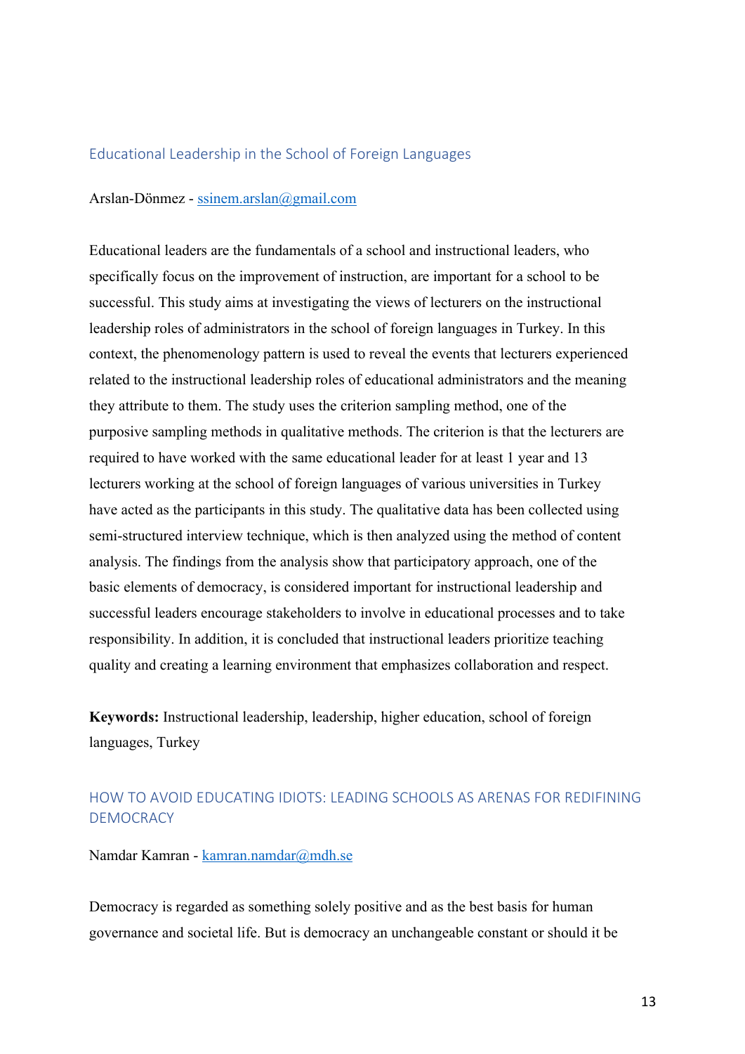## Educational Leadership in the School of Foreign Languages

Arslan-Dönmez - ssinem.arslan@gmail.com

Educational leaders are the fundamentals of a school and instructional leaders, who specifically focus on the improvement of instruction, are important for a school to be successful. This study aims at investigating the views of lecturers on the instructional leadership roles of administrators in the school of foreign languages in Turkey. In this context, the phenomenology pattern is used to reveal the events that lecturers experienced related to the instructional leadership roles of educational administrators and the meaning they attribute to them. The study uses the criterion sampling method, one of the purposive sampling methods in qualitative methods. The criterion is that the lecturers are required to have worked with the same educational leader for at least 1 year and 13 lecturers working at the school of foreign languages of various universities in Turkey have acted as the participants in this study. The qualitative data has been collected using semi-structured interview technique, which is then analyzed using the method of content analysis. The findings from the analysis show that participatory approach, one of the basic elements of democracy, is considered important for instructional leadership and successful leaders encourage stakeholders to involve in educational processes and to take responsibility. In addition, it is concluded that instructional leaders prioritize teaching quality and creating a learning environment that emphasizes collaboration and respect.

**Keywords:** Instructional leadership, leadership, higher education, school of foreign languages, Turkey

## HOW TO AVOID EDUCATING IDIOTS: LEADING SCHOOLS AS ARENAS FOR REDIFINING DEMOCRACY

Namdar Kamran - kamran.namdar@mdh.se

Democracy is regarded as something solely positive and as the best basis for human governance and societal life. But is democracy an unchangeable constant or should it be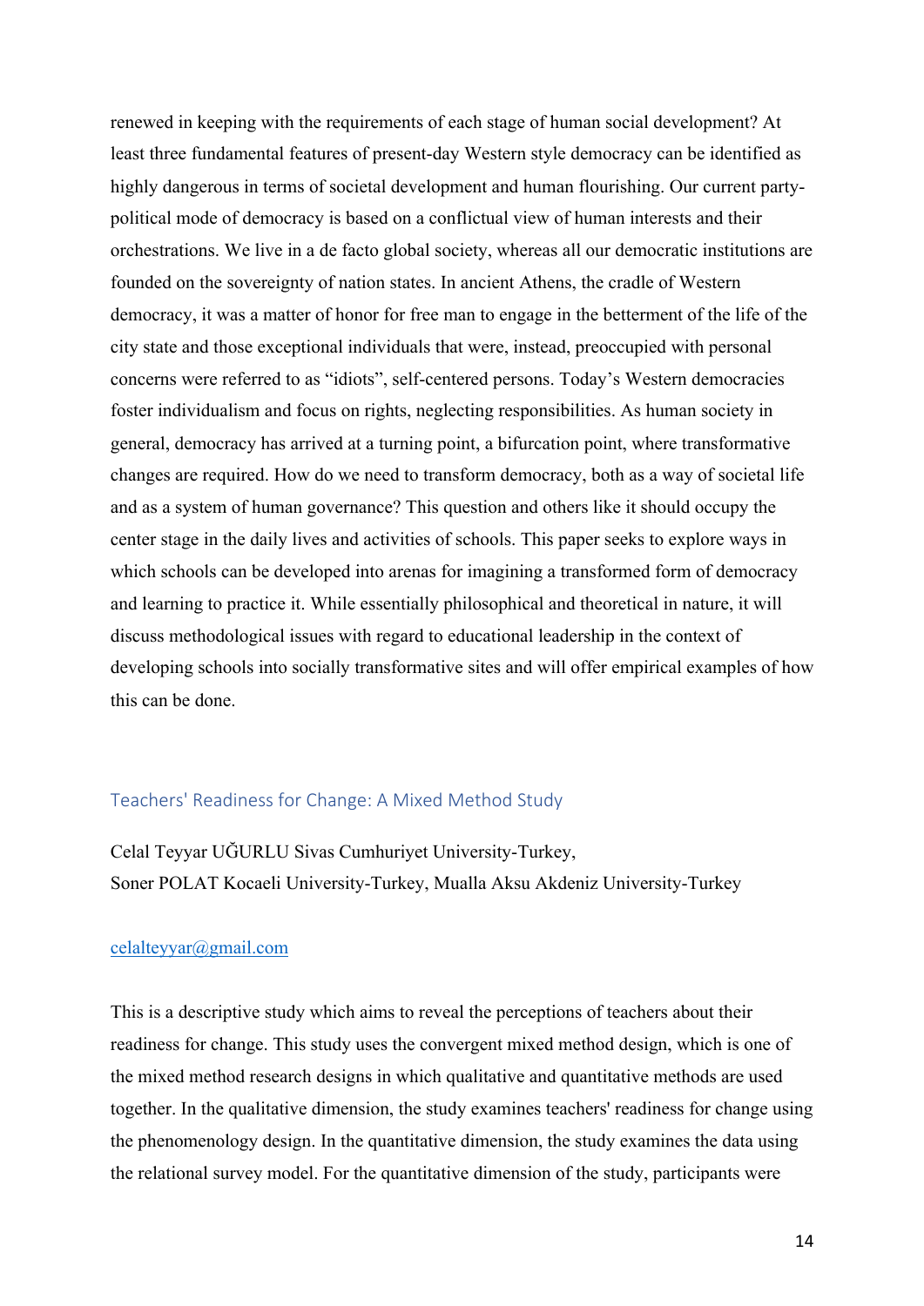renewed in keeping with the requirements of each stage of human social development? At least three fundamental features of present-day Western style democracy can be identified as highly dangerous in terms of societal development and human flourishing. Our current party-political mode of democracy is based on a conflictual view of human interests and their orchestrations. We live in a de facto global society, whereas all our democratic institutions are founded on the sovereignty of nation states. In ancient Athens, the cradle of Western democracy, it was a matter of honor for free man to engage in the betterment of the life of the city state and those exceptional individuals that were, instead, preoccupied with personal concerns were referred to as "idiots", self-centered persons. Today's Western democracies foster individualism and focus on rights, neglecting responsibilities. As human society in general, democracy has arrived at a turning point, a bifurcation point, where transformative changes are required. How do we need to transform democracy, both as a way of societal life and as a system of human governance? This question and others like it should occupy the center stage in the daily lives and activities of schools. This paper seeks to explore ways in which schools can be developed into arenas for imagining a transformed form of democracy and learning to practice it. While essentially philosophical and theoretical in nature, it will discuss methodological issues with regard to educational leadership in the context of developing schools into socially transformative sites and will offer empirical examples of how this can be done.

## Teachers' Readiness for Change: A Mixed Method Study

Celal Teyyar UĞURLU Sivas Cumhuriyet University-Turkey,
Soner POLAT Kocaeli University-Turkey, Mualla Aksu Akdeniz University-Turkey

celalteyyar@gmail.com

This is a descriptive study which aims to reveal the perceptions of teachers about their readiness for change. This study uses the convergent mixed method design, which is one of the mixed method research designs in which qualitative and quantitative methods are used together. In the qualitative dimension, the study examines teachers' readiness for change using the phenomenology design. In the quantitative dimension, the study examines the data using the relational survey model. For the quantitative dimension of the study, participants were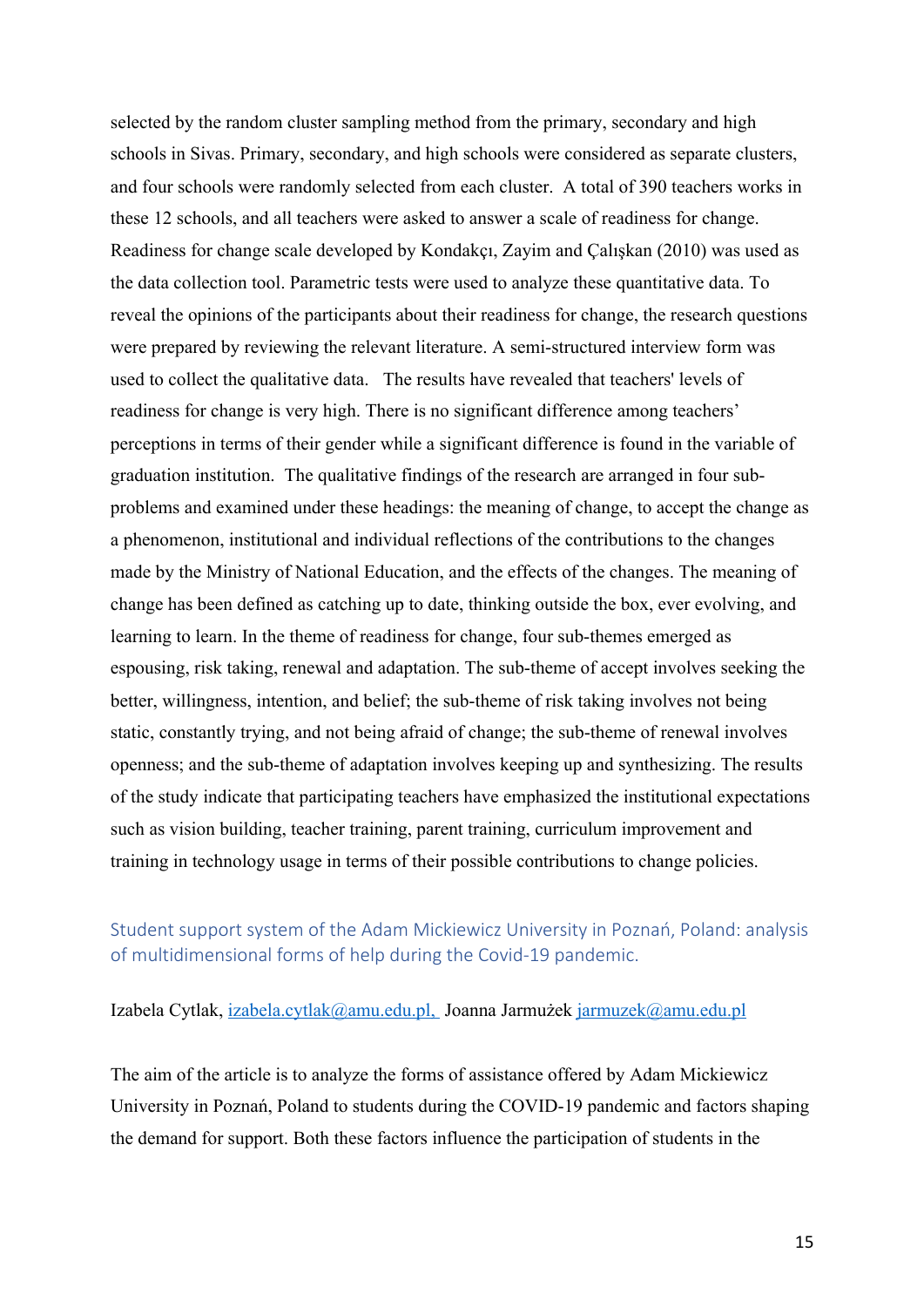selected by the random cluster sampling method from the primary, secondary and high schools in Sivas. Primary, secondary, and high schools were considered as separate clusters, and four schools were randomly selected from each cluster. A total of 390 teachers works in these 12 schools, and all teachers were asked to answer a scale of readiness for change. Readiness for change scale developed by Kondakçı, Zayim and Çalışkan (2010) was used as the data collection tool. Parametric tests were used to analyze these quantitative data. To reveal the opinions of the participants about their readiness for change, the research questions were prepared by reviewing the relevant literature. A semi-structured interview form was used to collect the qualitative data. The results have revealed that teachers' levels of readiness for change is very high. There is no significant difference among teachers' perceptions in terms of their gender while a significant difference is found in the variable of graduation institution. The qualitative findings of the research are arranged in four sub-problems and examined under these headings: the meaning of change, to accept the change as a phenomenon, institutional and individual reflections of the contributions to the changes made by the Ministry of National Education, and the effects of the changes. The meaning of change has been defined as catching up to date, thinking outside the box, ever evolving, and learning to learn. In the theme of readiness for change, four sub-themes emerged as espousing, risk taking, renewal and adaptation. The sub-theme of accept involves seeking the better, willingness, intention, and belief; the sub-theme of risk taking involves not being static, constantly trying, and not being afraid of change; the sub-theme of renewal involves openness; and the sub-theme of adaptation involves keeping up and synthesizing. The results of the study indicate that participating teachers have emphasized the institutional expectations such as vision building, teacher training, parent training, curriculum improvement and training in technology usage in terms of their possible contributions to change policies.

## Student support system of the Adam Mickiewicz University in Poznań, Poland: analysis of multidimensional forms of help during the Covid-19 pandemic.

Izabela Cytlak, izabela.cytlak@amu.edu.pl, Joanna Jarmużek jarmuzek@amu.edu.pl

The aim of the article is to analyze the forms of assistance offered by Adam Mickiewicz University in Poznań, Poland to students during the COVID-19 pandemic and factors shaping the demand for support. Both these factors influence the participation of students in the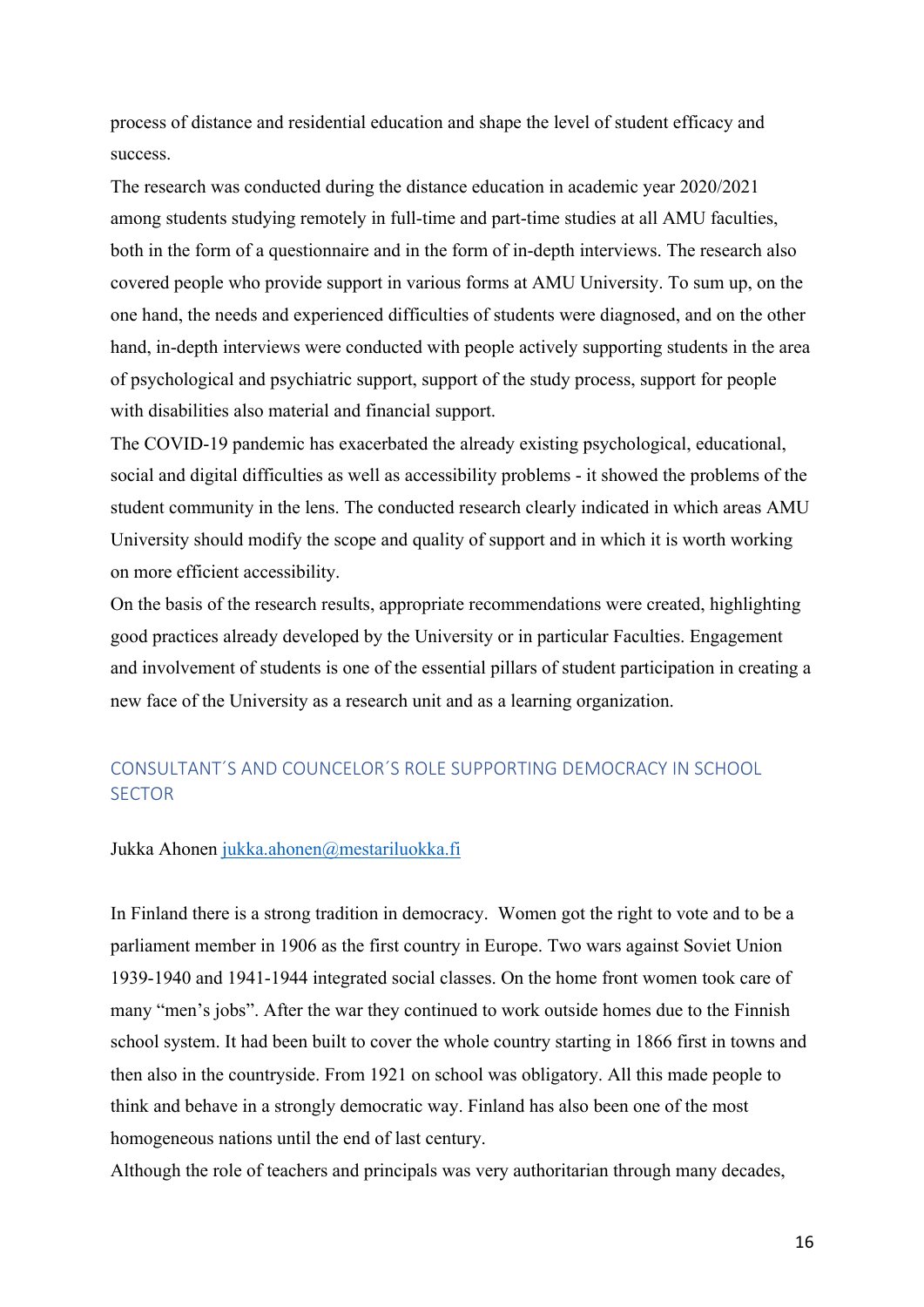process of distance and residential education and shape the level of student efficacy and success.

The research was conducted during the distance education in academic year 2020/2021 among students studying remotely in full-time and part-time studies at all AMU faculties, both in the form of a questionnaire and in the form of in-depth interviews. The research also covered people who provide support in various forms at AMU University. To sum up, on the one hand, the needs and experienced difficulties of students were diagnosed, and on the other hand, in-depth interviews were conducted with people actively supporting students in the area of psychological and psychiatric support, support of the study process, support for people with disabilities also material and financial support.

The COVID-19 pandemic has exacerbated the already existing psychological, educational, social and digital difficulties as well as accessibility problems - it showed the problems of the student community in the lens. The conducted research clearly indicated in which areas AMU University should modify the scope and quality of support and in which it is worth working on more efficient accessibility.

On the basis of the research results, appropriate recommendations were created, highlighting good practices already developed by the University or in particular Faculties. Engagement and involvement of students is one of the essential pillars of student participation in creating a new face of the University as a research unit and as a learning organization.

## CONSULTANT´S AND COUNCELOR´S ROLE SUPPORTING DEMOCRACY IN SCHOOL SECTOR

Jukka Ahonen jukka.ahonen@mestariluokka.fi

In Finland there is a strong tradition in democracy. Women got the right to vote and to be a parliament member in 1906 as the first country in Europe. Two wars against Soviet Union 1939-1940 and 1941-1944 integrated social classes. On the home front women took care of many "men's jobs". After the war they continued to work outside homes due to the Finnish school system. It had been built to cover the whole country starting in 1866 first in towns and then also in the countryside. From 1921 on school was obligatory. All this made people to think and behave in a strongly democratic way. Finland has also been one of the most homogeneous nations until the end of last century.

Although the role of teachers and principals was very authoritarian through many decades,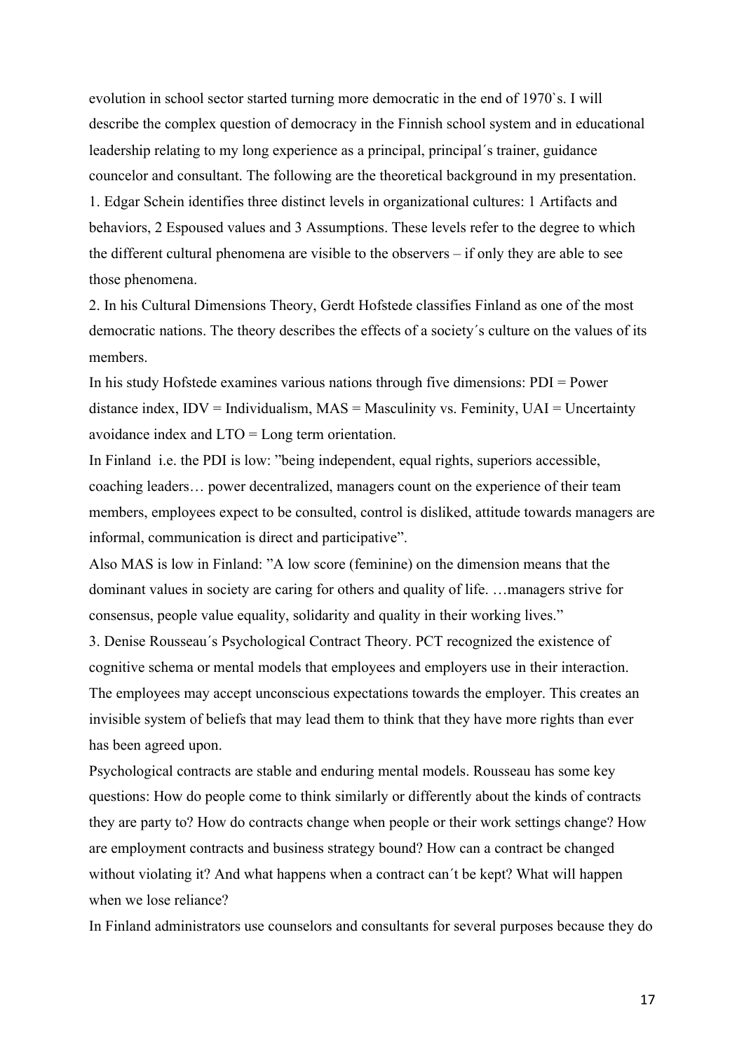evolution in school sector started turning more democratic in the end of 1970`s. I will describe the complex question of democracy in the Finnish school system and in educational leadership relating to my long experience as a principal, principal´s trainer, guidance councelor and consultant. The following are the theoretical background in my presentation.

1. Edgar Schein identifies three distinct levels in organizational cultures: 1 Artifacts and behaviors, 2 Espoused values and 3 Assumptions. These levels refer to the degree to which the different cultural phenomena are visible to the observers – if only they are able to see those phenomena.

2. In his Cultural Dimensions Theory, Gerdt Hofstede classifies Finland as one of the most democratic nations. The theory describes the effects of a society´s culture on the values of its members.

In his study Hofstede examines various nations through five dimensions: PDI = Power distance index, IDV = Individualism, MAS = Masculinity vs. Feminity, UAI = Uncertainty avoidance index and LTO = Long term orientation.

In Finland i.e. the PDI is low: "being independent, equal rights, superiors accessible, coaching leaders… power decentralized, managers count on the experience of their team members, employees expect to be consulted, control is disliked, attitude towards managers are informal, communication is direct and participative".

Also MAS is low in Finland: "A low score (feminine) on the dimension means that the dominant values in society are caring for others and quality of life. …managers strive for consensus, people value equality, solidarity and quality in their working lives."

3. Denise Rousseau´s Psychological Contract Theory. PCT recognized the existence of cognitive schema or mental models that employees and employers use in their interaction. The employees may accept unconscious expectations towards the employer. This creates an invisible system of beliefs that may lead them to think that they have more rights than ever has been agreed upon.

Psychological contracts are stable and enduring mental models. Rousseau has some key questions: How do people come to think similarly or differently about the kinds of contracts they are party to? How do contracts change when people or their work settings change? How are employment contracts and business strategy bound? How can a contract be changed without violating it? And what happens when a contract can´t be kept? What will happen when we lose reliance?

In Finland administrators use counselors and consultants for several purposes because they do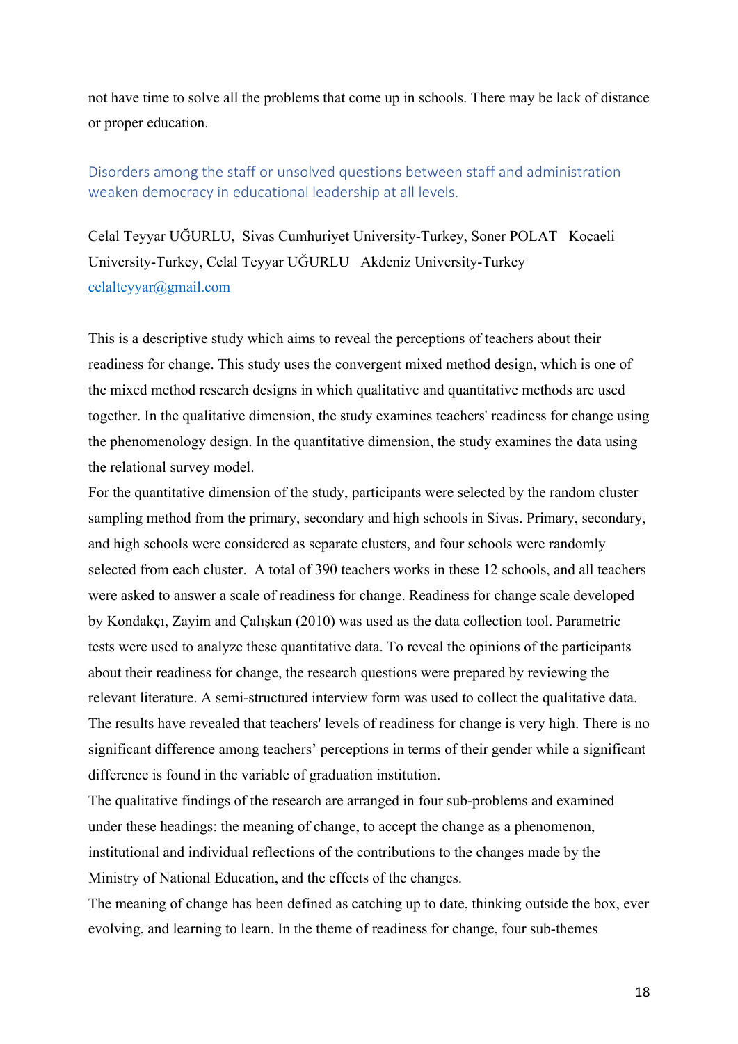not have time to solve all the problems that come up in schools. There may be lack of distance or proper education.

## Disorders among the staff or unsolved questions between staff and administration weaken democracy in educational leadership at all levels.

Celal Teyyar UĞURLU, Sivas Cumhuriyet University-Turkey, Soner POLAT Kocaeli University-Turkey, Celal Teyyar UĞURLU Akdeniz University-Turkey
celalteyyar@gmail.com

This is a descriptive study which aims to reveal the perceptions of teachers about their readiness for change. This study uses the convergent mixed method design, which is one of the mixed method research designs in which qualitative and quantitative methods are used together. In the qualitative dimension, the study examines teachers' readiness for change using the phenomenology design. In the quantitative dimension, the study examines the data using the relational survey model.

For the quantitative dimension of the study, participants were selected by the random cluster sampling method from the primary, secondary and high schools in Sivas. Primary, secondary, and high schools were considered as separate clusters, and four schools were randomly selected from each cluster. A total of 390 teachers works in these 12 schools, and all teachers were asked to answer a scale of readiness for change. Readiness for change scale developed by Kondakçı, Zayim and Çalışkan (2010) was used as the data collection tool. Parametric tests were used to analyze these quantitative data. To reveal the opinions of the participants about their readiness for change, the research questions were prepared by reviewing the relevant literature. A semi-structured interview form was used to collect the qualitative data. The results have revealed that teachers' levels of readiness for change is very high. There is no significant difference among teachers' perceptions in terms of their gender while a significant difference is found in the variable of graduation institution.

The qualitative findings of the research are arranged in four sub-problems and examined under these headings: the meaning of change, to accept the change as a phenomenon, institutional and individual reflections of the contributions to the changes made by the Ministry of National Education, and the effects of the changes.

The meaning of change has been defined as catching up to date, thinking outside the box, ever evolving, and learning to learn. In the theme of readiness for change, four sub-themes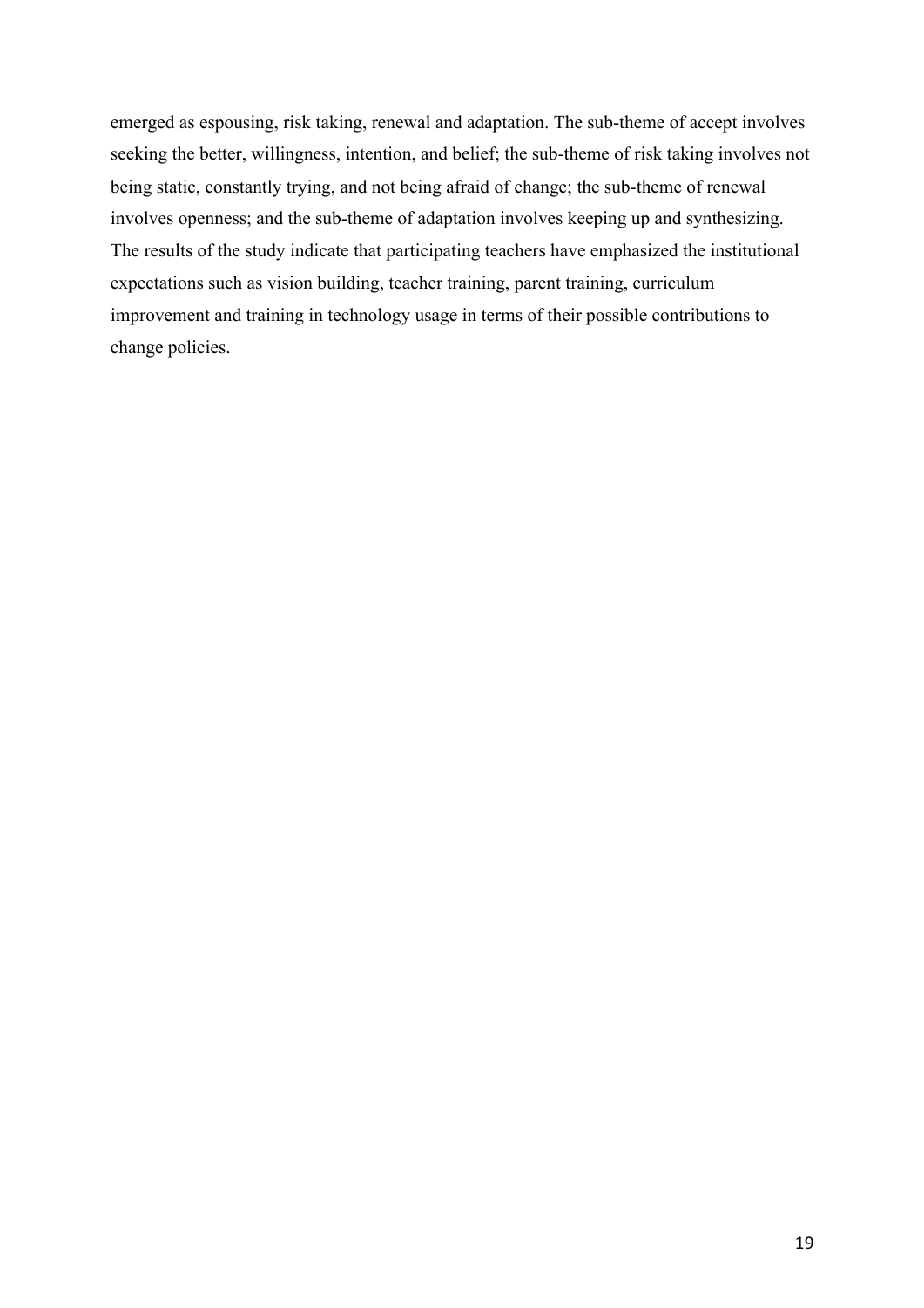emerged as espousing, risk taking, renewal and adaptation. The sub-theme of accept involves seeking the better, willingness, intention, and belief; the sub-theme of risk taking involves not being static, constantly trying, and not being afraid of change; the sub-theme of renewal involves openness; and the sub-theme of adaptation involves keeping up and synthesizing. The results of the study indicate that participating teachers have emphasized the institutional expectations such as vision building, teacher training, parent training, curriculum improvement and training in technology usage in terms of their possible contributions to change policies.